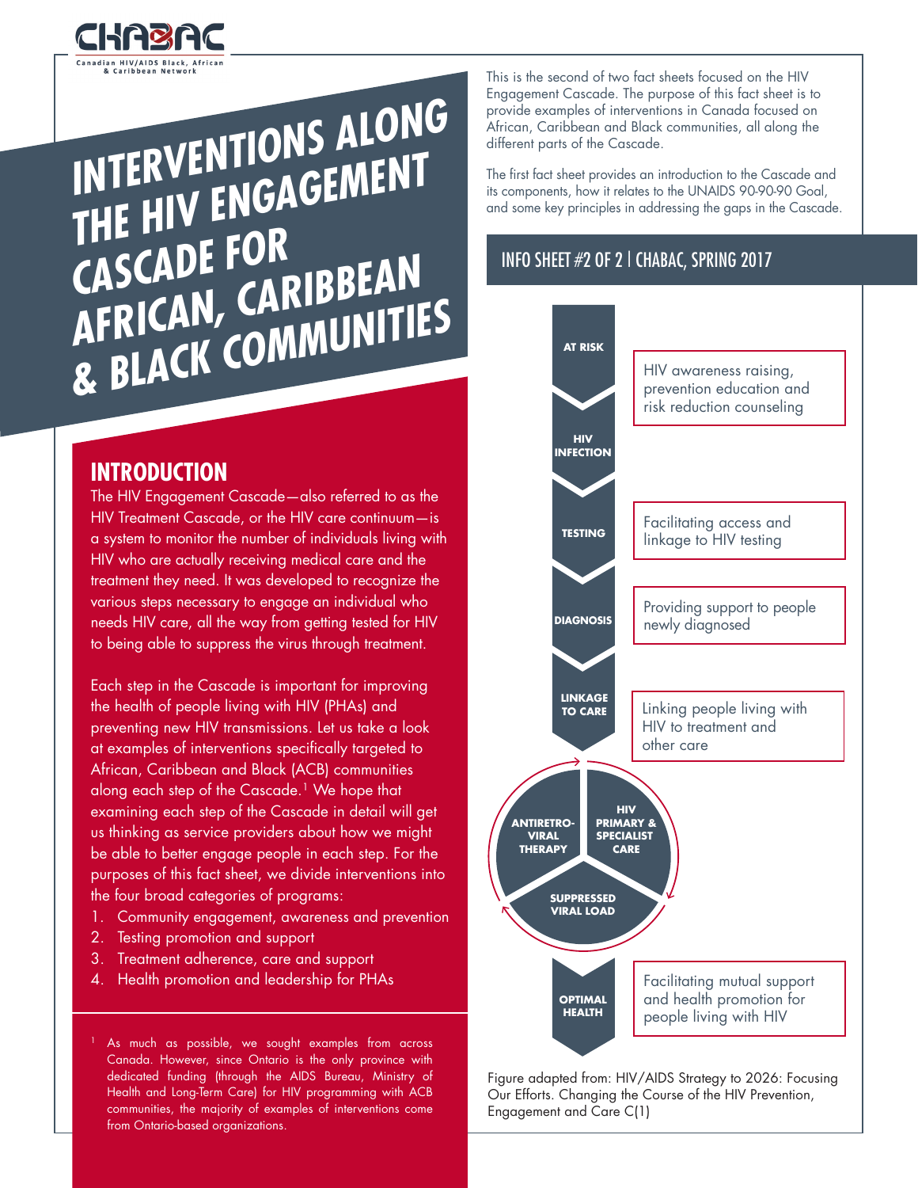CHABAC

Canadian HIV/AIDS Black, African & Caribbean Network

# INTERVENTIONS ALONG THE HIV ENGAGEMENT CASCADE FOR AFRICAN, CARIBBEAN & BLACK COMMUNITIES

This is the second of two fact sheets focused on the HIV Engagement Cascade. The purpose of this fact sheet is to provide examples of interventions in Canada focused on African, Caribbean and Black communities, all along the different parts of the Cascade.

The first fact sheet provides an introduction to the Cascade and its components, how it relates to the UNAIDS 90-90-90 Goal, and some key principles in addressing the gaps in the Cascade.

**INFO SHEET #2 OF 2 | CHABAC, SPRING 2017**

## INTRODUCTION

The HIV Engagement Cascade—also referred to as the HIV Treatment Cascade, or the HIV care continuum—is a system to monitor the number of individuals living with HIV who are actually receiving medical care and the treatment they need. It was developed to recognize the various steps necessary to engage an individual who needs HIV care, all the way from getting tested for HIV to being able to suppress the virus through treatment.

Each step in the Cascade is important for improving the health of people living with HIV (PHAs) and preventing new HIV transmissions. Let us take a look at examples of interventions specifically targeted to African, Caribbean and Black (ACB) communities along each step of the Cascade.[1] We hope that examining each step of the Cascade in detail will get us thinking as service providers about how we might be able to better engage people in each step. For the purposes of this fact sheet, we divide interventions into the four broad categories of programs:

1. Community engagement, awareness and prevention
2. Testing promotion and support
3. Treatment adherence, care and support
4. Health promotion and leadership for PHAs

[1] As much as possible, we sought examples from across Canada. However, since Ontario is the only province with dedicated funding (through the AIDS Bureau, Ministry of Health and Long-Term Care) for HIV programming with ACB communities, the majority of examples of interventions come from Ontario-based organizations.

- **AT RISK** → **HIV INFECTION**: HIV awareness raising, prevention education and risk reduction counseling
- **TESTING**: Facilitating access and linkage to HIV testing
- **DIAGNOSIS**: Providing support to people newly diagnosed
- **LINKAGE TO CARE**: Linking people living with HIV to treatment and other care
- **ANTIRETROVIRAL THERAPY** / **HIV PRIMARY & SPECIALIST CARE** / **SUPPRESSED VIRAL LOAD**
- **OPTIMAL HEALTH**: Facilitating mutual support and health promotion for people living with HIV

Figure adapted from: HIV/AIDS Strategy to 2026: Focusing Our Efforts. Changing the Course of the HIV Prevention, Engagement and Care C(1)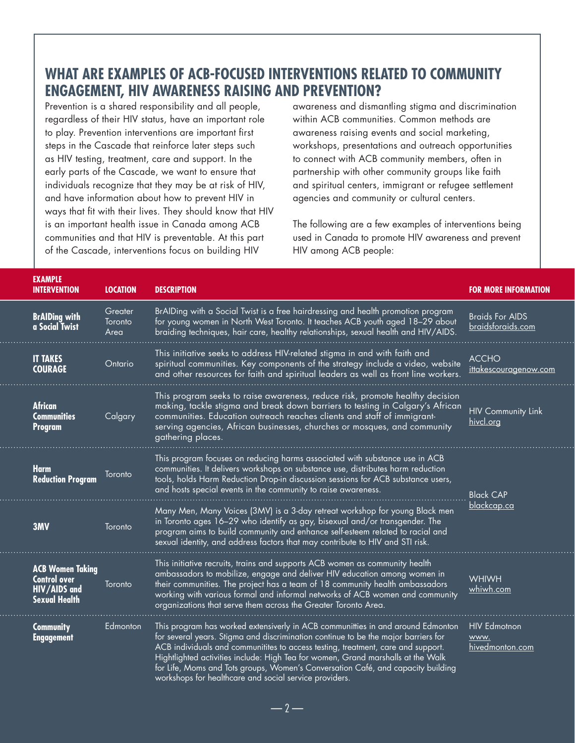## WHAT ARE EXAMPLES OF ACB-FOCUSED INTERVENTIONS RELATED TO COMMUNITY ENGAGEMENT, HIV AWARENESS RAISING AND PREVENTION?

Prevention is a shared responsibility and all people, regardless of their HIV status, have an important role to play. Prevention interventions are important first steps in the Cascade that reinforce later steps such as HIV testing, treatment, care and support. In the early parts of the Cascade, we want to ensure that individuals recognize that they may be at risk of HIV, and have information about how to prevent HIV in ways that fit with their lives. They should know that HIV is an important health issue in Canada among ACB communities and that HIV is preventable. At this part of the Cascade, interventions focus on building HIV awareness and dismantling stigma and discrimination within ACB communities. Common methods are awareness raising events and social marketing, workshops, presentations and outreach opportunities to connect with ACB community members, often in partnership with other community groups like faith and spiritual centers, immigrant or refugee settlement agencies and community or cultural centers.

The following are a few examples of interventions being used in Canada to promote HIV awareness and prevent HIV among ACB people:

| EXAMPLE INTERVENTION | LOCATION | DESCRIPTION | FOR MORE INFORMATION |
|---|---|---|---|
| **BrAIDing with a Social Twist** | Greater Toronto Area | BrAIDing with a Social Twist is a free hairdressing and health promotion program for young women in North West Toronto. It teaches ACB youth aged 18–29 about braiding techniques, hair care, healthy relationships, sexual health and HIV/AIDS. | Braids For AIDS braidsforaids.com |
| **IT TAKES COURAGE** | Ontario | This initiative seeks to address HIV-related stigma in and with faith and spiritual communities. Key components of the strategy include a video, website and other resources for faith and spiritual leaders as well as front line workers. | ACCHO ittakescouragenow.com |
| **African Communities Program** | Calgary | This program seeks to raise awareness, reduce risk, promote healthy decision making, tackle stigma and break down barriers to testing in Calgary's African communities. Education outreach reaches clients and staff of immigrant-serving agencies, African businesses, churches or mosques, and community gathering places. | HIV Community Link hivcl.org |
| **Harm Reduction Program** | Toronto | This program focuses on reducing harms associated with substance use in ACB communities. It delivers workshops on substance use, distributes harm reduction tools, holds Harm Reduction Drop-in discussion sessions for ACB substance users, and hosts special events in the community to raise awareness. | Black CAP blackcap.ca |
| **3MV** | Toronto | Many Men, Many Voices (3MV) is a 3-day retreat workshop for young Black men in Toronto ages 16–29 who identify as gay, bisexual and/or transgender. The program aims to build community and enhance self-esteem related to racial and sexual identity, and address factors that may contribute to HIV and STI risk. | |
| **ACB Women Taking Control over HIV/AIDS and Sexual Health** | Toronto | This initiative recruits, trains and supports ACB women as community health ambassadors to mobilize, engage and deliver HIV education among women in their communities. The project has a team of 18 community health ambassadors working with various formal and informal networks of ACB women and community organizations that serve them across the Greater Toronto Area. | WHIWH whiwh.com |
| **Community Engagement** | Edmonton | This program has worked extensively in ACB communitities in and around Edmonton for several years. Stigma and discrimination continue to be the major barriers for ACB individuals and communitites to access testing, treatment, care and support. Hightlighted activities include: High Tea for women, Grand marshalls at the Walk for Life, Moms and Tots groups, Women's Conversation Café, and capacity building workshops for healthcare and social service providers. | HIV Edmotnon www.hivedmonton.com |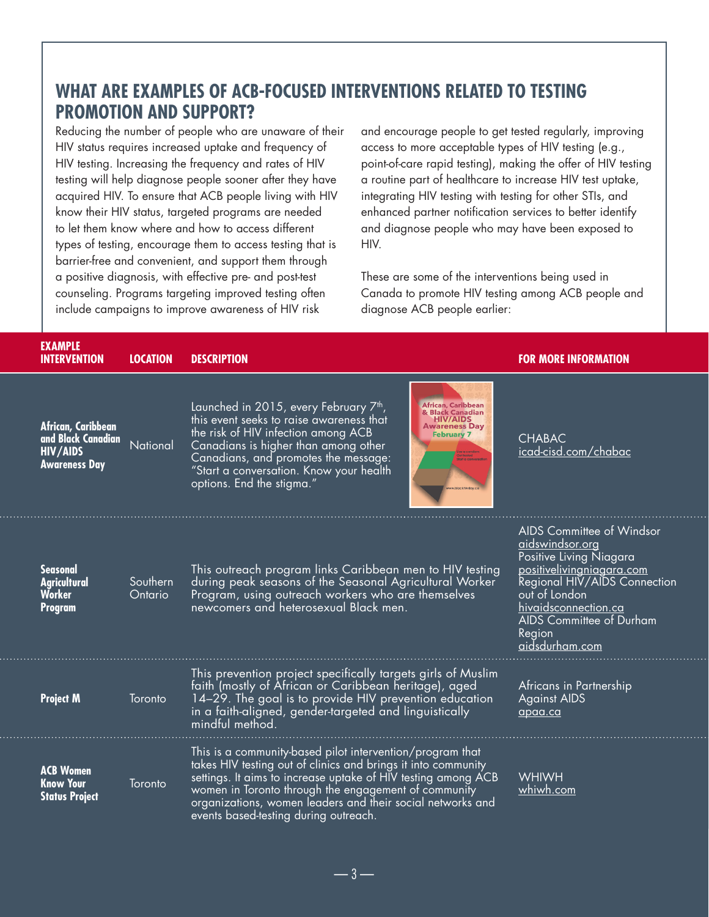## WHAT ARE EXAMPLES OF ACB-FOCUSED INTERVENTIONS RELATED TO TESTING PROMOTION AND SUPPORT?

Reducing the number of people who are unaware of their HIV status requires increased uptake and frequency of HIV testing. Increasing the frequency and rates of HIV testing will help diagnose people sooner after they have acquired HIV. To ensure that ACB people living with HIV know their HIV status, targeted programs are needed to let them know where and how to access different types of testing, encourage them to access testing that is barrier-free and convenient, and support them through a positive diagnosis, with effective pre- and post-test counseling. Programs targeting improved testing often include campaigns to improve awareness of HIV risk and encourage people to get tested regularly, improving access to more acceptable types of HIV testing (e.g., point-of-care rapid testing), making the offer of HIV testing a routine part of healthcare to increase HIV test uptake, integrating HIV testing with testing for other STIs, and enhanced partner notification services to better identify and diagnose people who may have been exposed to HIV.

These are some of the interventions being used in Canada to promote HIV testing among ACB people and diagnose ACB people earlier:

| EXAMPLE INTERVENTION | LOCATION | DESCRIPTION | FOR MORE INFORMATION |
|---|---|---|---|
| **African, Caribbean and Black Canadian HIV/AIDS Awareness Day** | National | Launched in 2015, every February 7th, this event seeks to raise awareness that the risk of HIV infection among ACB Canadians is higher than among other Canadians, and promotes the message: "Start a conversation. Know your health options. End the stigma." | CHABAC icad-cisd.com/chabac |
| **Seasonal Agricultural Worker Program** | Southern Ontario | This outreach program links Caribbean men to HIV testing during peak seasons of the Seasonal Agricultural Worker Program, using outreach workers who are themselves newcomers and heterosexual Black men. | AIDS Committee of Windsor aidswindsor.org<br>Positive Living Niagara positivelivingniagara.com<br>Regional HIV/AIDS Connection out of London hivaidsconnection.ca<br>AIDS Committee of Durham Region aidsdurham.com |
| **Project M** | Toronto | This prevention project specifically targets girls of Muslim faith (mostly of African or Caribbean heritage), aged 14–29. The goal is to provide HIV prevention education in a faith-aligned, gender-targeted and linguistically mindful method. | Africans in Partnership Against AIDS apaa.ca |
| **ACB Women Know Your Status Project** | Toronto | This is a community-based pilot intervention/program that takes HIV testing out of clinics and brings it into community settings. It aims to increase uptake of HIV testing among ACB women in Toronto through the engagement of community organizations, women leaders and their social networks and events based-testing during outreach. | WHIWH whiwh.com |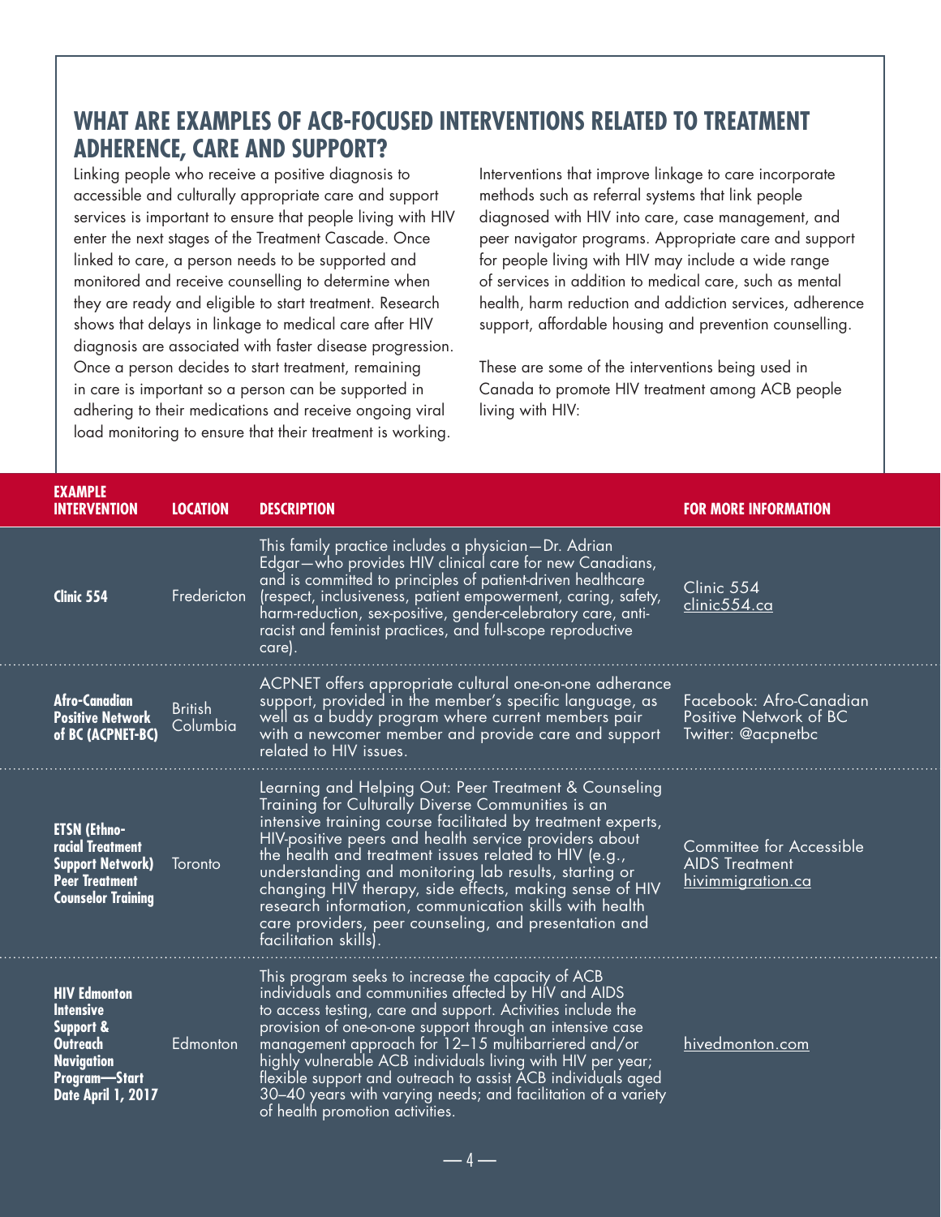## WHAT ARE EXAMPLES OF ACB-FOCUSED INTERVENTIONS RELATED TO TREATMENT ADHERENCE, CARE AND SUPPORT?

Linking people who receive a positive diagnosis to accessible and culturally appropriate care and support services is important to ensure that people living with HIV enter the next stages of the Treatment Cascade. Once linked to care, a person needs to be supported and monitored and receive counselling to determine when they are ready and eligible to start treatment. Research shows that delays in linkage to medical care after HIV diagnosis are associated with faster disease progression. Once a person decides to start treatment, remaining in care is important so a person can be supported in adhering to their medications and receive ongoing viral load monitoring to ensure that their treatment is working.

Interventions that improve linkage to care incorporate methods such as referral systems that link people diagnosed with HIV into care, case management, and peer navigator programs. Appropriate care and support for people living with HIV may include a wide range of services in addition to medical care, such as mental health, harm reduction and addiction services, adherence support, affordable housing and prevention counselling.

These are some of the interventions being used in Canada to promote HIV treatment among ACB people living with HIV:

| EXAMPLE INTERVENTION | LOCATION | DESCRIPTION | FOR MORE INFORMATION |
|---|---|---|---|
| **Clinic 554** | Fredericton | This family practice includes a physician—Dr. Adrian Edgar—who provides HIV clinical care for new Canadians, and is committed to principles of patient-driven healthcare (respect, inclusiveness, patient empowerment, caring, safety, harm-reduction, sex-positive, gender-celebratory care, anti-racist and feminist practices, and full-scope reproductive care). | Clinic 554 clinic554.ca |
| **Afro-Canadian Positive Network of BC (ACPNET-BC)** | British Columbia | ACPNET offers appropriate cultural one-on-one adherance support, provided in the member's specific language, as well as a buddy program where current members pair with a newcomer member and provide care and support related to HIV issues. | Facebook: Afro-Canadian Positive Network of BC Twitter: @acpnetbc |
| **ETSN (Ethno-racial Treatment Support Network) Peer Treatment Counselor Training** | Toronto | Learning and Helping Out: Peer Treatment & Counseling Training for Culturally Diverse Communities is an intensive training course facilitated by treatment experts, HIV-positive peers and health service providers about the health and treatment issues related to HIV (e.g., understanding and monitoring lab results, starting or changing HIV therapy, side effects, making sense of HIV research information, communication skills with health care providers, peer counseling, and presentation and facilitation skills). | Committee for Accessible AIDS Treatment hivimmigration.ca |
| **HIV Edmonton Intensive Support & Outreach Navigation Program—Start Date April 1, 2017** | Edmonton | This program seeks to increase the capacity of ACB individuals and communities affected by HIV and AIDS to access testing, care and support. Activities include the provision of one-on-one support through an intensive case management approach for 12–15 multibarriered and/or highly vulnerable ACB individuals living with HIV per year; flexible support and outreach to assist ACB individuals aged 30–40 years with varying needs; and facilitation of a variety of health promotion activities. | hivedmonton.com |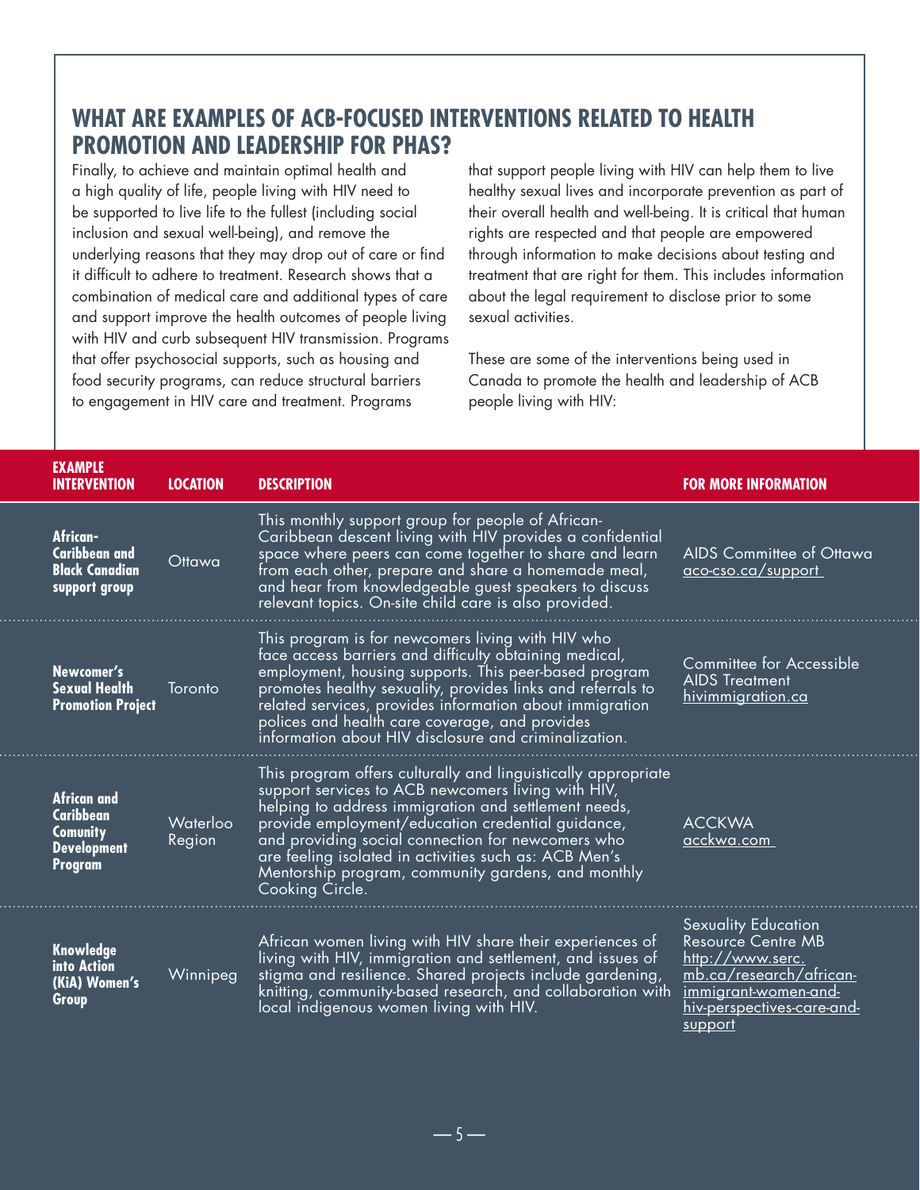## WHAT ARE EXAMPLES OF ACB-FOCUSED INTERVENTIONS RELATED TO HEALTH PROMOTION AND LEADERSHIP FOR PHAS?

Finally, to achieve and maintain optimal health and a high quality of life, people living with HIV need to be supported to live life to the fullest (including social inclusion and sexual well-being), and remove the underlying reasons that they may drop out of care or find it difficult to adhere to treatment. Research shows that a combination of medical care and additional types of care and support improve the health outcomes of people living with HIV and curb subsequent HIV transmission. Programs that offer psychosocial supports, such as housing and food security programs, can reduce structural barriers to engagement in HIV care and treatment. Programs that support people living with HIV can help them to live healthy sexual lives and incorporate prevention as part of their overall health and well-being. It is critical that human rights are respected and that people are empowered through information to make decisions about testing and treatment that are right for them. This includes information about the legal requirement to disclose prior to some sexual activities.

These are some of the interventions being used in Canada to promote the health and leadership of ACB people living with HIV:

| EXAMPLE INTERVENTION | LOCATION | DESCRIPTION | FOR MORE INFORMATION |
|---|---|---|---|
| **African-Caribbean and Black Canadian support group** | Ottawa | This monthly support group for people of African-Caribbean descent living with HIV provides a confidential space where peers can come together to share and learn from each other, prepare and share a homemade meal, and hear from knowledgeable guest speakers to discuss relevant topics. On-site child care is also provided. | AIDS Committee of Ottawa aco-cso.ca/support |
| **Newcomer's Sexual Health Promotion Project** | Toronto | This program is for newcomers living with HIV who face access barriers and difficulty obtaining medical, employment, housing supports. This peer-based program promotes healthy sexuality, provides links and referrals to related services, provides information about immigration polices and health care coverage, and provides information about HIV disclosure and criminalization. | Committee for Accessible AIDS Treatment hivimmigration.ca |
| **African and Caribbean Comunity Development Program** | Waterloo Region | This program offers culturally and linguistically appropriate support services to ACB newcomers living with HIV, helping to address immigration and settlement needs, provide employment/education credential guidance, and providing social connection for newcomers who are feeling isolated in activities such as: ACB Men's Mentorship program, community gardens, and monthly Cooking Circle. | ACCKWA acckwa.com |
| **Knowledge into Action (KiA) Women's Group** | Winnipeg | African women living with HIV share their experiences of living with HIV, immigration and settlement, and issues of stigma and resilience. Shared projects include gardening, knitting, community-based research, and collaboration with local indigenous women living with HIV. | Sexuality Education Resource Centre MB http://www.serc.mb.ca/research/african-immigrant-women-and-hiv-perspectives-care-and-support |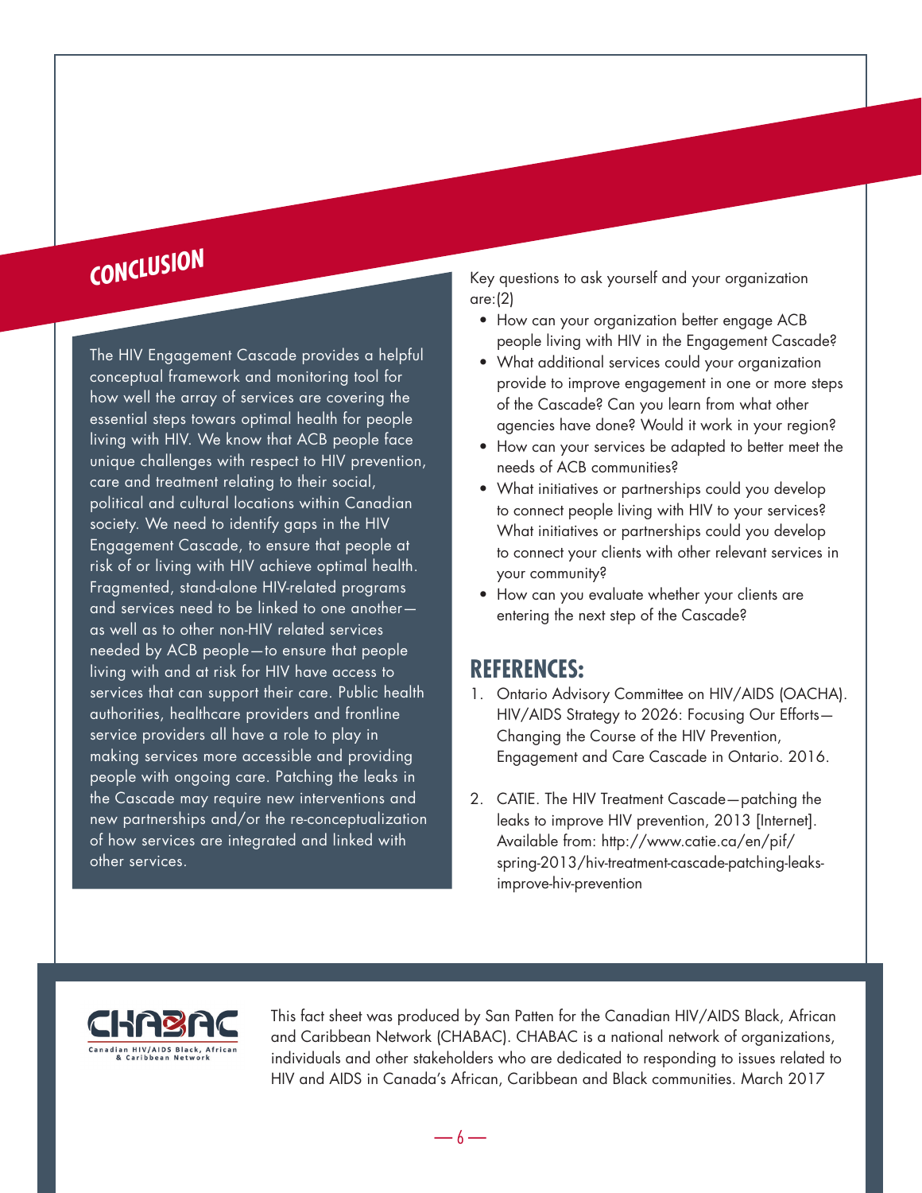## CONCLUSION

The HIV Engagement Cascade provides a helpful conceptual framework and monitoring tool for how well the array of services are covering the essential steps towards optimal health for people living with HIV. We know that ACB people face unique challenges with respect to HIV prevention, care and treatment relating to their social, political and cultural locations within Canadian society. We need to identify gaps in the HIV Engagement Cascade, to ensure that people at risk of or living with HIV achieve optimal health. Fragmented, stand-alone HIV-related programs and services need to be linked to one another—as well as to other non-HIV related services needed by ACB people—to ensure that people living with and at risk for HIV have access to services that can support their care. Public health authorities, healthcare providers and frontline service providers all have a role to play in making services more accessible and providing people with ongoing care. Patching the leaks in the Cascade may require new interventions and new partnerships and/or the re-conceptualization of how services are integrated and linked with other services.

Key questions to ask yourself and your organization are:(2)

- How can your organization better engage ACB people living with HIV in the Engagement Cascade?
- What additional services could your organization provide to improve engagement in one or more steps of the Cascade? Can you learn from what other agencies have done? Would it work in your region?
- How can your services be adapted to better meet the needs of ACB communities?
- What initiatives or partnerships could you develop to connect people living with HIV to your services? What initiatives or partnerships could you develop to connect your clients with other relevant services in your community?
- How can you evaluate whether your clients are entering the next step of the Cascade?

## REFERENCES:

1. Ontario Advisory Committee on HIV/AIDS (OACHA). HIV/AIDS Strategy to 2026: Focusing Our Efforts—Changing the Course of the HIV Prevention, Engagement and Care Cascade in Ontario. 2016.

2. CATIE. The HIV Treatment Cascade—patching the leaks to improve HIV prevention, 2013 [Internet]. Available from: http://www.catie.ca/en/pif/spring-2013/hiv-treatment-cascade-patching-leaks-improve-hiv-prevention

CHABAC
Canadian HIV/AIDS Black, African & Caribbean Network

This fact sheet was produced by San Patten for the Canadian HIV/AIDS Black, African and Caribbean Network (CHABAC). CHABAC is a national network of organizations, individuals and other stakeholders who are dedicated to responding to issues related to HIV and AIDS in Canada's African, Caribbean and Black communities. March 2017